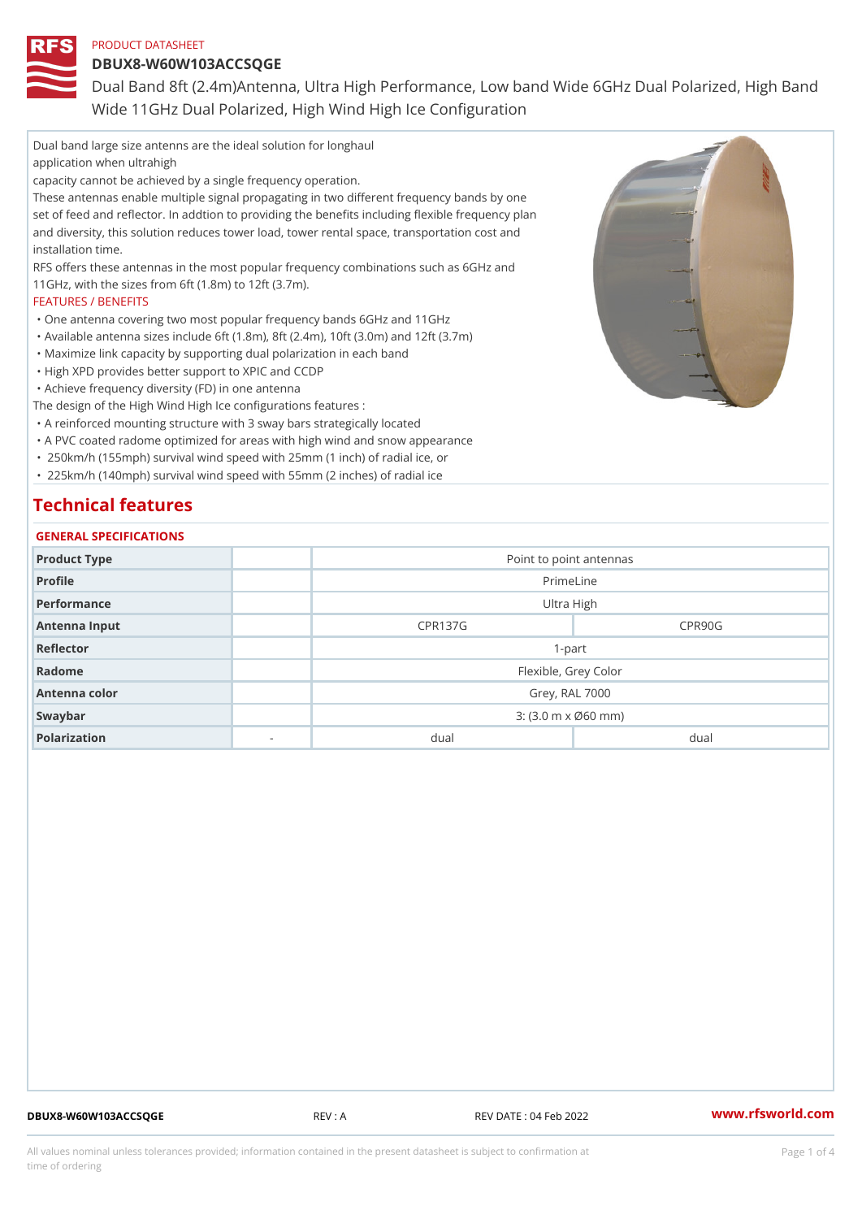PRODUCT DATASHEET

# DBUX8-W60W103ACCSQGE

Dual Band 8ft (2.4m)Antenna, Ultra High Performance, Low band Wide 6GHz Dual Polarized, High Band Wide 11GHz Dual Polarized, High Wind High Ice Configuration

Dual band large size antenns are the ideal solution for longhaul application when ultrahigh capacity cannot be achieved by a single frequency operation.
These antennas enable multiple signal propagating in two different frequency bands by one set of feed and reflector. In addtion to providing the benefits including flexible frequency plan and diversity, this solution reduces tower load, tower rental space, transportation cost and installation time.
RFS offers these antennas in the most popular frequency combinations such as 6GHz and 11GHz, with the sizes from 6ft (1.8m) to 12ft (3.7m).

FEATURES / BENEFITS

- One antenna covering two most popular frequency bands 6GHz and 11GHz
- Available antenna sizes include 6ft (1.8m), 8ft (2.4m), 10ft (3.0m) and 12ft (3.7m)
- Maximize link capacity by supporting dual polarization in each band
- High XPD provides better support to XPIC and CCDP
- Achieve frequency diversity (FD) in one antenna

The design of the High Wind High Ice configurations features :

- A reinforced mounting structure with 3 sway bars strategically located
- A PVC coated radome optimized for areas with high wind and snow appearance
- 250km/h (155mph) survival wind speed with 25mm (1 inch) of radial ice, or
- 225km/h (140mph) survival wind speed with 55mm (2 inches) of radial ice

## Technical features

### GENERAL SPECIFICATIONS

| | | | |
|---|---|---|---|
| Product Type | | Point to point antennas | |
| Profile | | PrimeLine | |
| Performance | | Ultra High | |
| Antenna Input | | CPR137G | CPR90G |
| Reflector | | 1-part | |
| Radome | | Flexible, Grey Color | |
| Antenna color | | Grey, RAL 7000 | |
| Swaybar | | 3: (3.0 m x Ø60 mm) | |
| Polarization | - | dual | dual |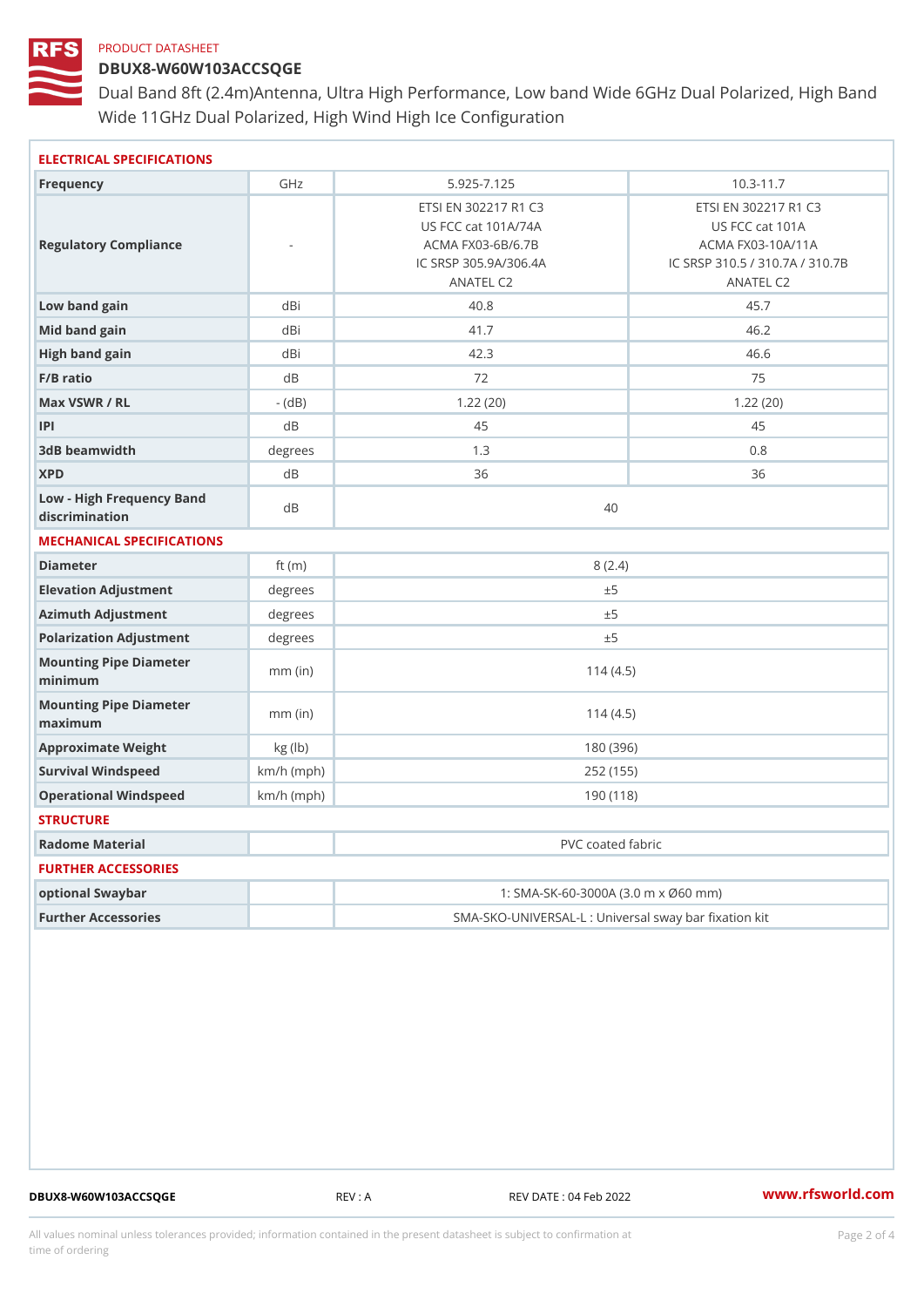PRODUCT DATASHEET

# DBUX8-W60W103ACCSQGE

Dual Band 8ft (2.4m)Antenna, Ultra High Performance, Low band Wide 6GHz Dual Polarized, High Band Wide 11GHz Dual Polarized, High Wind High Ice Configuration

## ELECTRICAL SPECIFICATIONS

| | | | |
|---|---|---|---|
| Frequency | GHz | 5.925-7.125 | 10.3-11.7 |
| Regulatory Compliance | - | ETSI EN 302217 R1 C3<br>US FCC cat 101A/74A<br>ACMA FX03-6B/6.7B<br>IC SRSP 305.9A/306.4A<br>ANATEL C2 | ETSI EN 302217 R1 C3<br>US FCC cat 101A<br>ACMA FX03-10A/11A<br>IC SRSP 310.5 / 310.7A / 310.7B<br>ANATEL C2 |
| Low band gain | dBi | 40.8 | 45.7 |
| Mid band gain | dBi | 41.7 | 46.2 |
| High band gain | dBi | 42.3 | 46.6 |
| F/B ratio | dB | 72 | 75 |
| Max VSWR / RL | - (dB) | 1.22 (20) | 1.22 (20) |
| IPI | dB | 45 | 45 |
| 3dB beamwidth | degrees | 1.3 | 0.8 |
| XPD | dB | 36 | 36 |
| Low - High Frequency Band discrimination | dB | 40 | |

## MECHANICAL SPECIFICATIONS

| | | |
|---|---|---|
| Diameter | ft (m) | 8 (2.4) |
| Elevation Adjustment | degrees | ±5 |
| Azimuth Adjustment | degrees | ±5 |
| Polarization Adjustment | degrees | ±5 |
| Mounting Pipe Diameter minimum | mm (in) | 114 (4.5) |
| Mounting Pipe Diameter maximum | mm (in) | 114 (4.5) |
| Approximate Weight | kg (lb) | 180 (396) |
| Survival Windspeed | km/h (mph) | 252 (155) |
| Operational Windspeed | km/h (mph) | 190 (118) |

## STRUCTURE

| | | |
|---|---|---|
| Radome Material | | PVC coated fabric |

## FURTHER ACCESSORIES

| | | |
|---|---|---|
| optional Swaybar | | 1: SMA-SK-60-3000A (3.0 m x Ø60 mm) |
| Further Accessories | | SMA-SKO-UNIVERSAL-L : Universal sway bar fixation kit |

DBUX8-W60W103ACCSQGE REV : A REV DATE : 04 Feb 2022 www.rfsworld.com

All values nominal unless tolerances provided; information contained in the present datasheet is subject to confirmation at time of ordering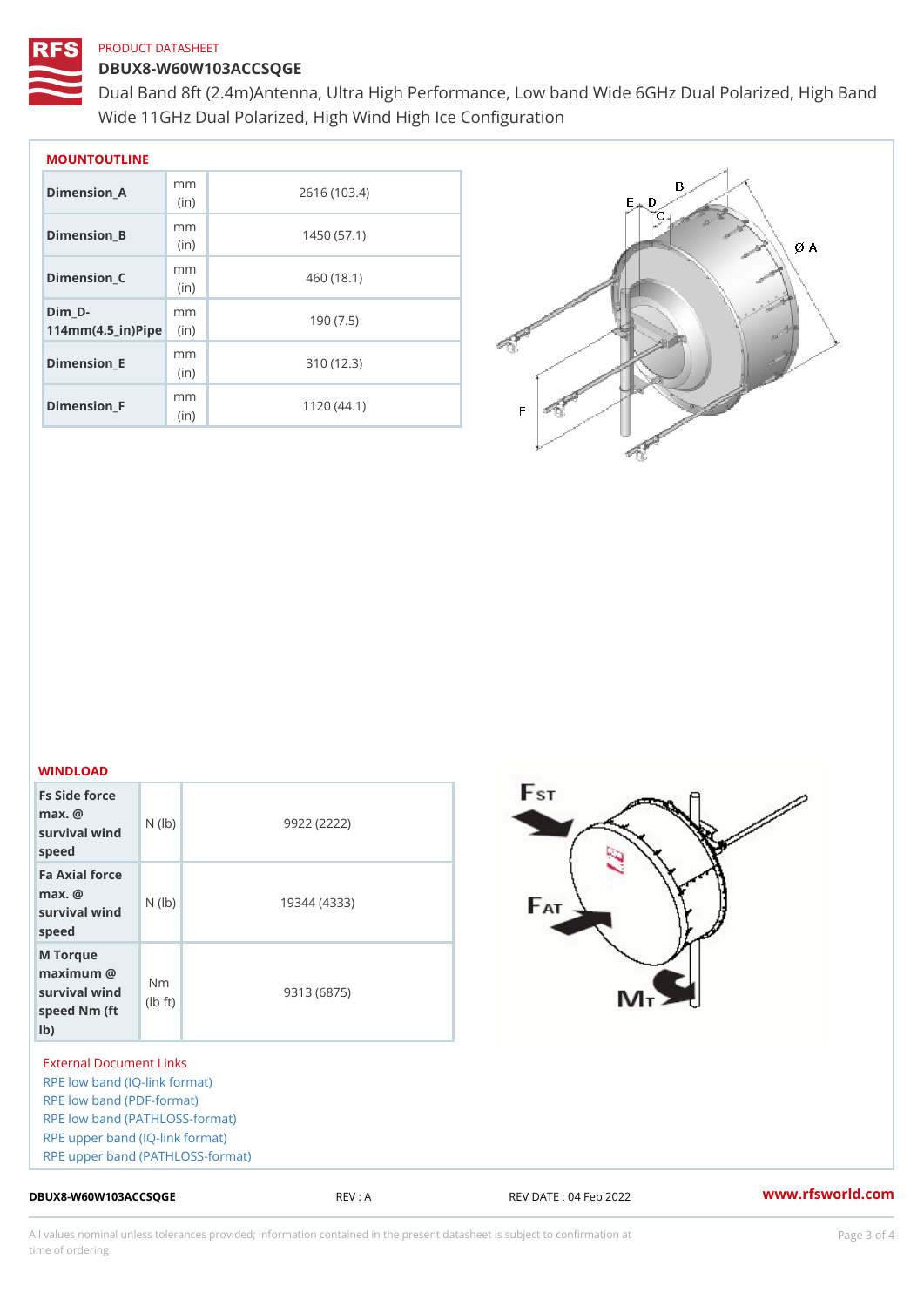PRODUCT DATASHEET

# DBUX8-W60W103ACCSQGE

Dual Band 8ft (2.4m)Antenna, Ultra High Performance, Low band Wide 6GHz Dual Polarized, High Band Wide 11GHz Dual Polarized, High Wind High Ice Configuration

## MOUNTOUTLINE

| | | |
|---|---|---|
| Dimension_A | mm (in) | 2616 (103.4) |
| Dimension_B | mm (in) | 1450 (57.1) |
| Dimension_C | mm (in) | 460 (18.1) |
| Dim_D-114mm(4.5_in)Pipe | mm (in) | 190 (7.5) |
| Dimension_E | mm (in) | 310 (12.3) |
| Dimension_F | mm (in) | 1120 (44.1) |

## WINDLOAD

| | | |
|---|---|---|
| Fs Side force max. @ survival wind speed | N (lb) | 9922 (2222) |
| Fa Axial force max. @ survival wind speed | N (lb) | 19344 (4333) |
| M Torque maximum @ survival wind speed Nm (ft lb) | Nm (lb ft) | 9313 (6875) |

External Document Links

- RPE low band (IQ-link format)
- RPE low band (PDF-format)
- RPE low band (PATHLOSS-format)
- RPE upper band (IQ-link format)
- RPE upper band (PATHLOSS-format)

DBUX8-W60W103ACCSQGE REV : A REV DATE : 04 Feb 2022 www.rfsworld.com

All values nominal unless tolerances provided; information contained in the present datasheet is subject to confirmation at time of ordering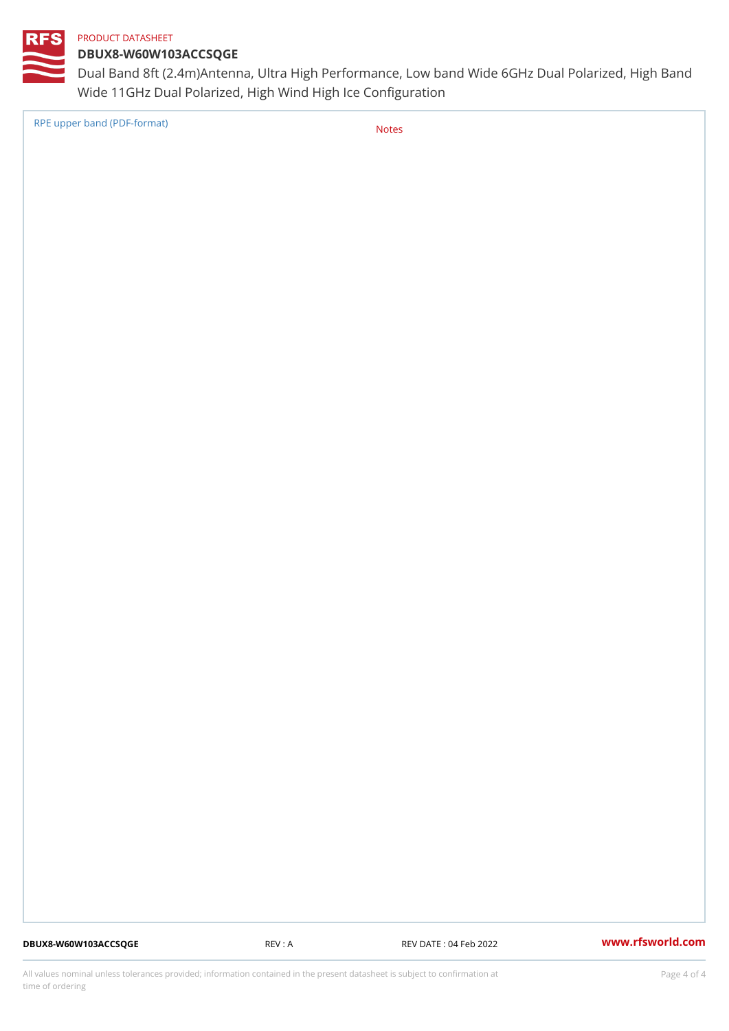PRODUCT DATASHEET

# DBUX8-W60W103ACCSQGE

Dual Band 8ft (2.4m)Antenna, Ultra High Performance, Low band Wide 6GHz Dual Polarized, High Band Wide 11GHz Dual Polarized, High Wind High Ice Configuration

RPE upper band (PDF-format)

Notes

DBUX8-W60W103ACCSQGE REV : A REV DATE : 04 Feb 2022 www.rfsworld.com

All values nominal unless tolerances provided; information contained in the present datasheet is subject to confirmation at time of ordering